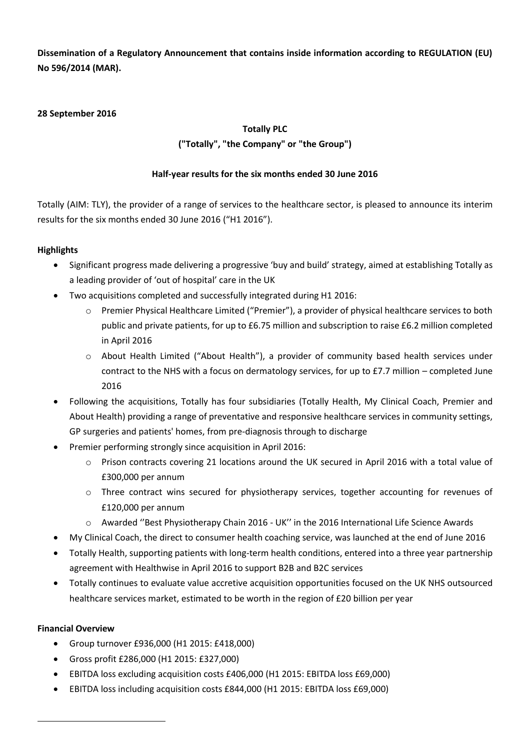**Dissemination of a Regulatory Announcement that contains inside information according to REGULATION (EU) No 596/2014 (MAR).**

**28 September 2016**

**Totally PLC**

**("Totally", "the Company" or "the Group")**

**Half-year results for the six months ended 30 June 2016**

Totally (AIM: TLY), the provider of a range of services to the healthcare sector, is pleased to announce its interim results for the six months ended 30 June 2016 ("H1 2016").

**Highlights**

- Significant progress made delivering a progressive 'buy and build' strategy, aimed at establishing Totally as a leading provider of 'out of hospital' care in the UK
- Two acquisitions completed and successfully integrated during H1 2016:
  - Premier Physical Healthcare Limited ("Premier"), a provider of physical healthcare services to both public and private patients, for up to £6.75 million and subscription to raise £6.2 million completed in April 2016
  - About Health Limited ("About Health"), a provider of community based health services under contract to the NHS with a focus on dermatology services, for up to £7.7 million – completed June 2016
- Following the acquisitions, Totally has four subsidiaries (Totally Health, My Clinical Coach, Premier and About Health) providing a range of preventative and responsive healthcare services in community settings, GP surgeries and patients' homes, from pre-diagnosis through to discharge
- Premier performing strongly since acquisition in April 2016:
  - Prison contracts covering 21 locations around the UK secured in April 2016 with a total value of £300,000 per annum
  - Three contract wins secured for physiotherapy services, together accounting for revenues of £120,000 per annum
  - Awarded ''Best Physiotherapy Chain 2016 - UK'' in the 2016 International Life Science Awards
- My Clinical Coach, the direct to consumer health coaching service, was launched at the end of June 2016
- Totally Health, supporting patients with long-term health conditions, entered into a three year partnership agreement with Healthwise in April 2016 to support B2B and B2C services
- Totally continues to evaluate value accretive acquisition opportunities focused on the UK NHS outsourced healthcare services market, estimated to be worth in the region of £20 billion per year

**Financial Overview**

- Group turnover £936,000 (H1 2015: £418,000)
- Gross profit £286,000 (H1 2015: £327,000)
- EBITDA loss excluding acquisition costs £406,000 (H1 2015: EBITDA loss £69,000)
- EBITDA loss including acquisition costs £844,000 (H1 2015: EBITDA loss £69,000)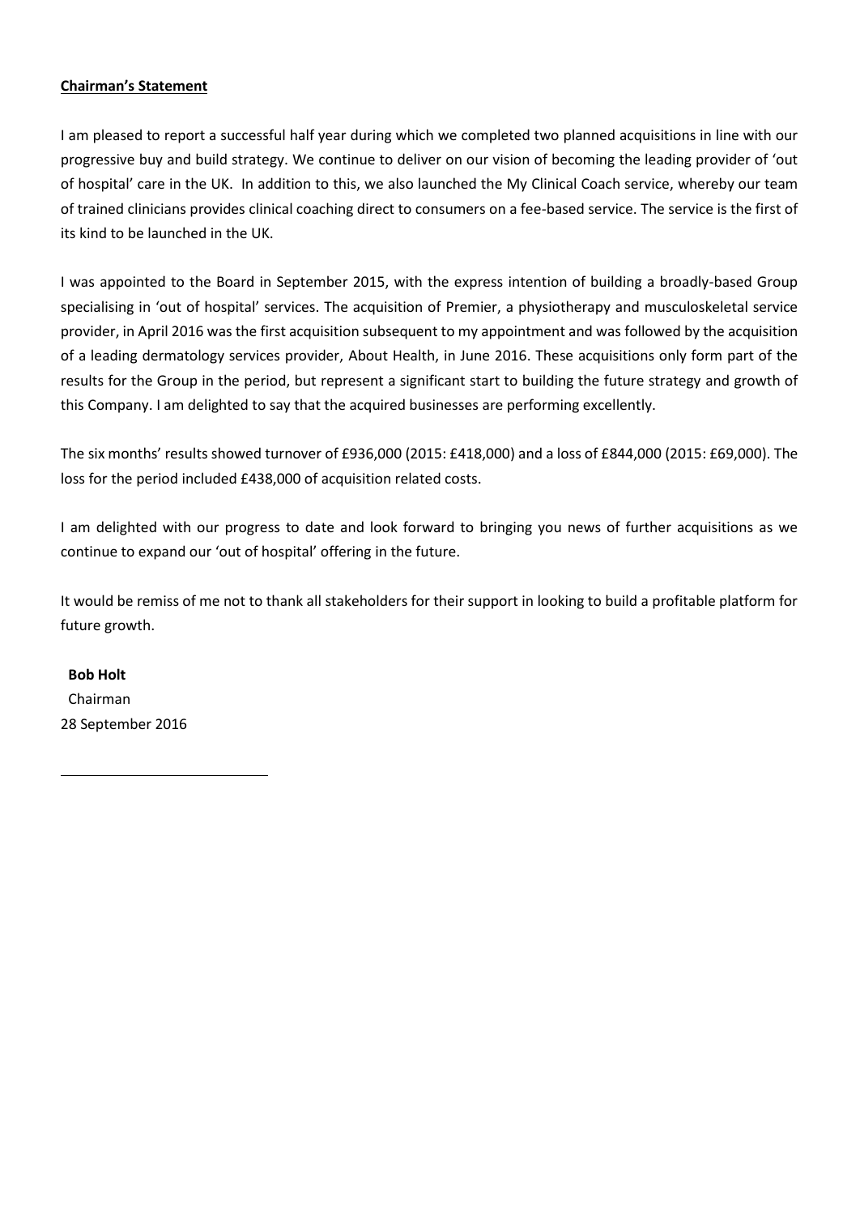**Chairman's Statement**

I am pleased to report a successful half year during which we completed two planned acquisitions in line with our progressive buy and build strategy. We continue to deliver on our vision of becoming the leading provider of 'out of hospital' care in the UK. In addition to this, we also launched the My Clinical Coach service, whereby our team of trained clinicians provides clinical coaching direct to consumers on a fee-based service. The service is the first of its kind to be launched in the UK.

I was appointed to the Board in September 2015, with the express intention of building a broadly-based Group specialising in 'out of hospital' services. The acquisition of Premier, a physiotherapy and musculoskeletal service provider, in April 2016 was the first acquisition subsequent to my appointment and was followed by the acquisition of a leading dermatology services provider, About Health, in June 2016. These acquisitions only form part of the results for the Group in the period, but represent a significant start to building the future strategy and growth of this Company. I am delighted to say that the acquired businesses are performing excellently.

The six months' results showed turnover of £936,000 (2015: £418,000) and a loss of £844,000 (2015: £69,000). The loss for the period included £438,000 of acquisition related costs.

I am delighted with our progress to date and look forward to bringing you news of further acquisitions as we continue to expand our 'out of hospital' offering in the future.

It would be remiss of me not to thank all stakeholders for their support in looking to build a profitable platform for future growth.

**Bob Holt**
Chairman
28 September 2016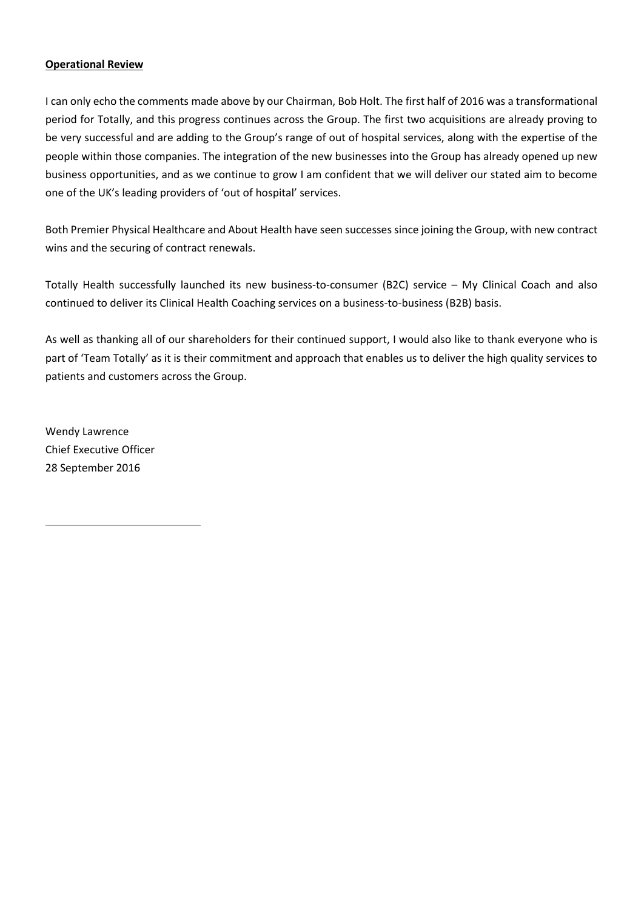**Operational Review**

I can only echo the comments made above by our Chairman, Bob Holt. The first half of 2016 was a transformational period for Totally, and this progress continues across the Group. The first two acquisitions are already proving to be very successful and are adding to the Group's range of out of hospital services, along with the expertise of the people within those companies. The integration of the new businesses into the Group has already opened up new business opportunities, and as we continue to grow I am confident that we will deliver our stated aim to become one of the UK's leading providers of 'out of hospital' services.

Both Premier Physical Healthcare and About Health have seen successes since joining the Group, with new contract wins and the securing of contract renewals.

Totally Health successfully launched its new business-to-consumer (B2C) service – My Clinical Coach and also continued to deliver its Clinical Health Coaching services on a business-to-business (B2B) basis.

As well as thanking all of our shareholders for their continued support, I would also like to thank everyone who is part of 'Team Totally' as it is their commitment and approach that enables us to deliver the high quality services to patients and customers across the Group.

Wendy Lawrence
Chief Executive Officer
28 September 2016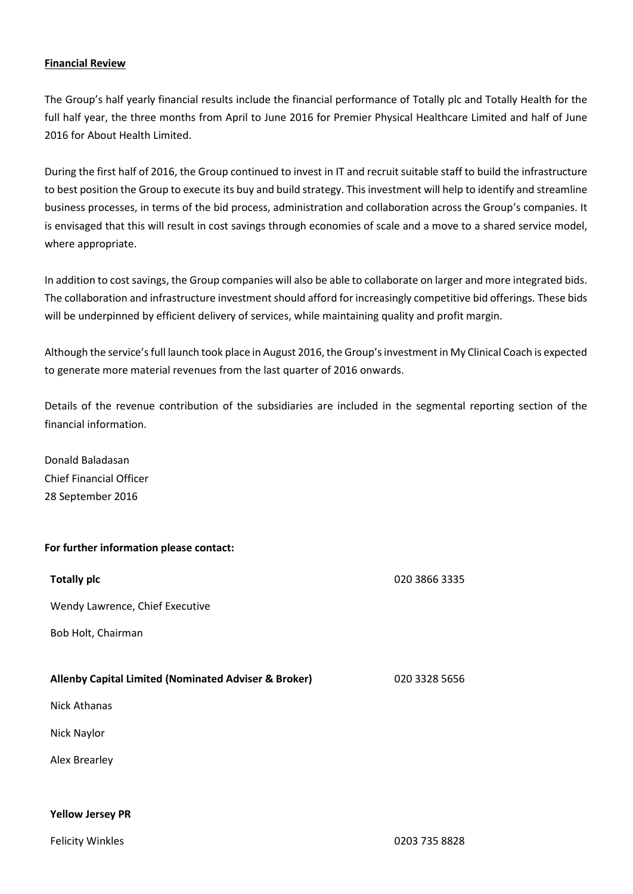**Financial Review**

The Group's half yearly financial results include the financial performance of Totally plc and Totally Health for the full half year, the three months from April to June 2016 for Premier Physical Healthcare Limited and half of June 2016 for About Health Limited.

During the first half of 2016, the Group continued to invest in IT and recruit suitable staff to build the infrastructure to best position the Group to execute its buy and build strategy. This investment will help to identify and streamline business processes, in terms of the bid process, administration and collaboration across the Group's companies. It is envisaged that this will result in cost savings through economies of scale and a move to a shared service model, where appropriate.

In addition to cost savings, the Group companies will also be able to collaborate on larger and more integrated bids. The collaboration and infrastructure investment should afford for increasingly competitive bid offerings. These bids will be underpinned by efficient delivery of services, while maintaining quality and profit margin.

Although the service's full launch took place in August 2016, the Group's investment in My Clinical Coach is expected to generate more material revenues from the last quarter of 2016 onwards.

Details of the revenue contribution of the subsidiaries are included in the segmental reporting section of the financial information.

Donald Baladasan
Chief Financial Officer
28 September 2016

**For further information please contact:**

| | |
|---|---|
| **Totally plc** | 020 3866 3335 |
| Wendy Lawrence, Chief Executive | |
| Bob Holt, Chairman | |
| | |
| **Allenby Capital Limited (Nominated Adviser & Broker)** | 020 3328 5656 |
| Nick Athanas | |
| Nick Naylor | |
| Alex Brearley | |
| | |
| **Yellow Jersey PR** | |
| Felicity Winkles | 0203 735 8828 |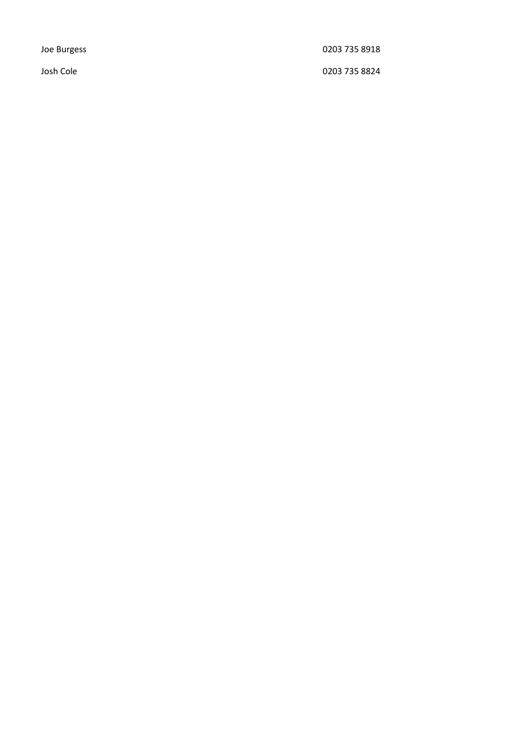| | |
|---|---|
| Joe Burgess | 0203 735 8918 |
| Josh Cole | 0203 735 8824 |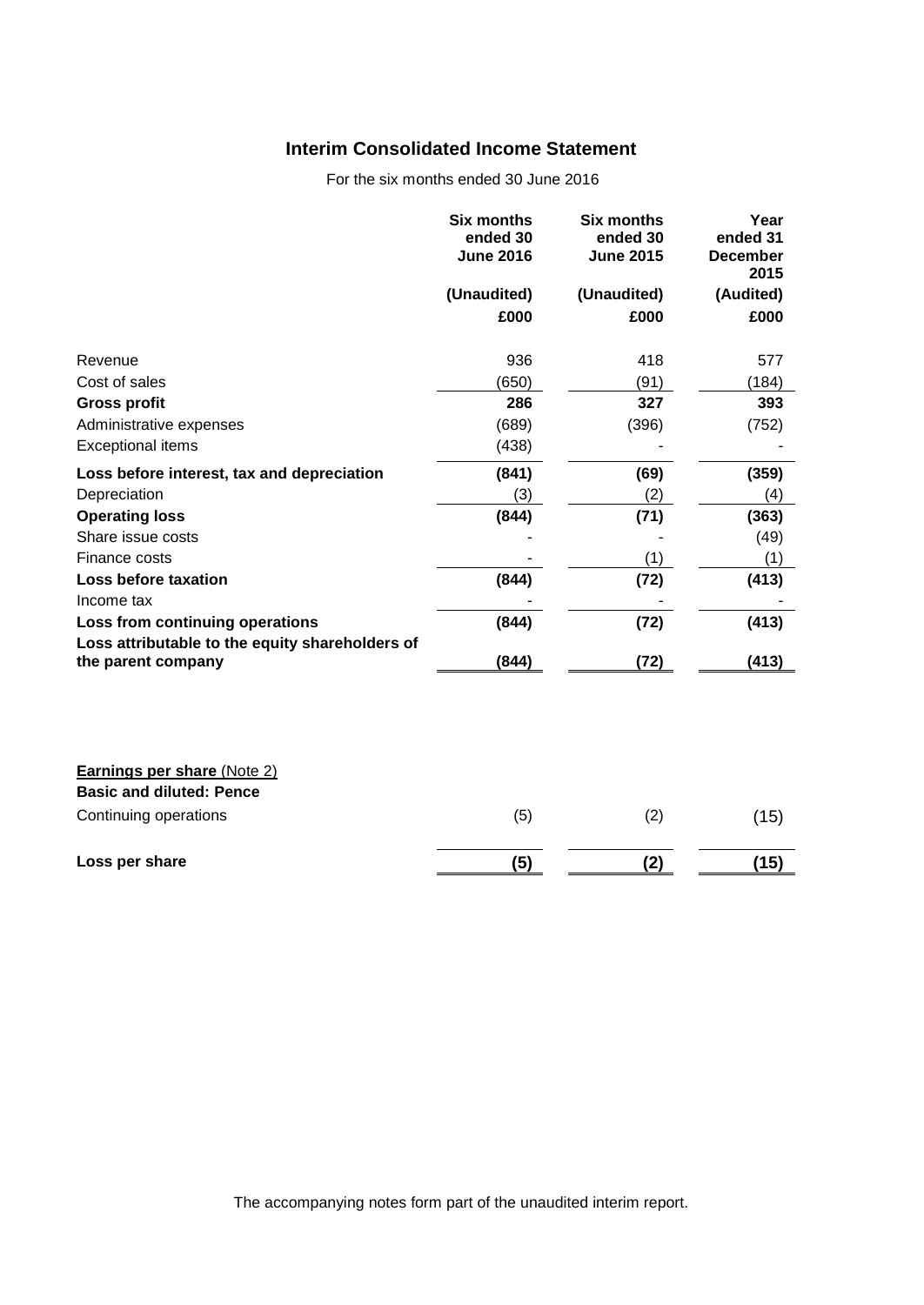## Interim Consolidated Income Statement

For the six months ended 30 June 2016

| | Six months ended 30 June 2016 | Six months ended 30 June 2015 | Year ended 31 December 2015 |
|---|---|---|---|
| | (Unaudited) | (Unaudited) | (Audited) |
| | £000 | £000 | £000 |
| Revenue | 936 | 418 | 577 |
| Cost of sales | (650) | (91) | (184) |
| **Gross profit** | **286** | **327** | **393** |
| Administrative expenses | (689) | (396) | (752) |
| Exceptional items | (438) | - | - |
| **Loss before interest, tax and depreciation** | **(841)** | **(69)** | **(359)** |
| Depreciation | (3) | (2) | (4) |
| **Operating loss** | **(844)** | **(71)** | **(363)** |
| Share issue costs | - | - | (49) |
| Finance costs | - | (1) | (1) |
| **Loss before taxation** | **(844)** | **(72)** | **(413)** |
| Income tax | - | - | - |
| **Loss from continuing operations** | **(844)** | **(72)** | **(413)** |
| **Loss attributable to the equity shareholders of the parent company** | **(844)** | **(72)** | **(413)** |

| | | | |
|---|---|---|---|
| **Earnings per share** (Note 2) | | | |
| **Basic and diluted: Pence** | | | |
| Continuing operations | (5) | (2) | (15) |
| **Loss per share** | **(5)** | **(2)** | **(15)** |

The accompanying notes form part of the unaudited interim report.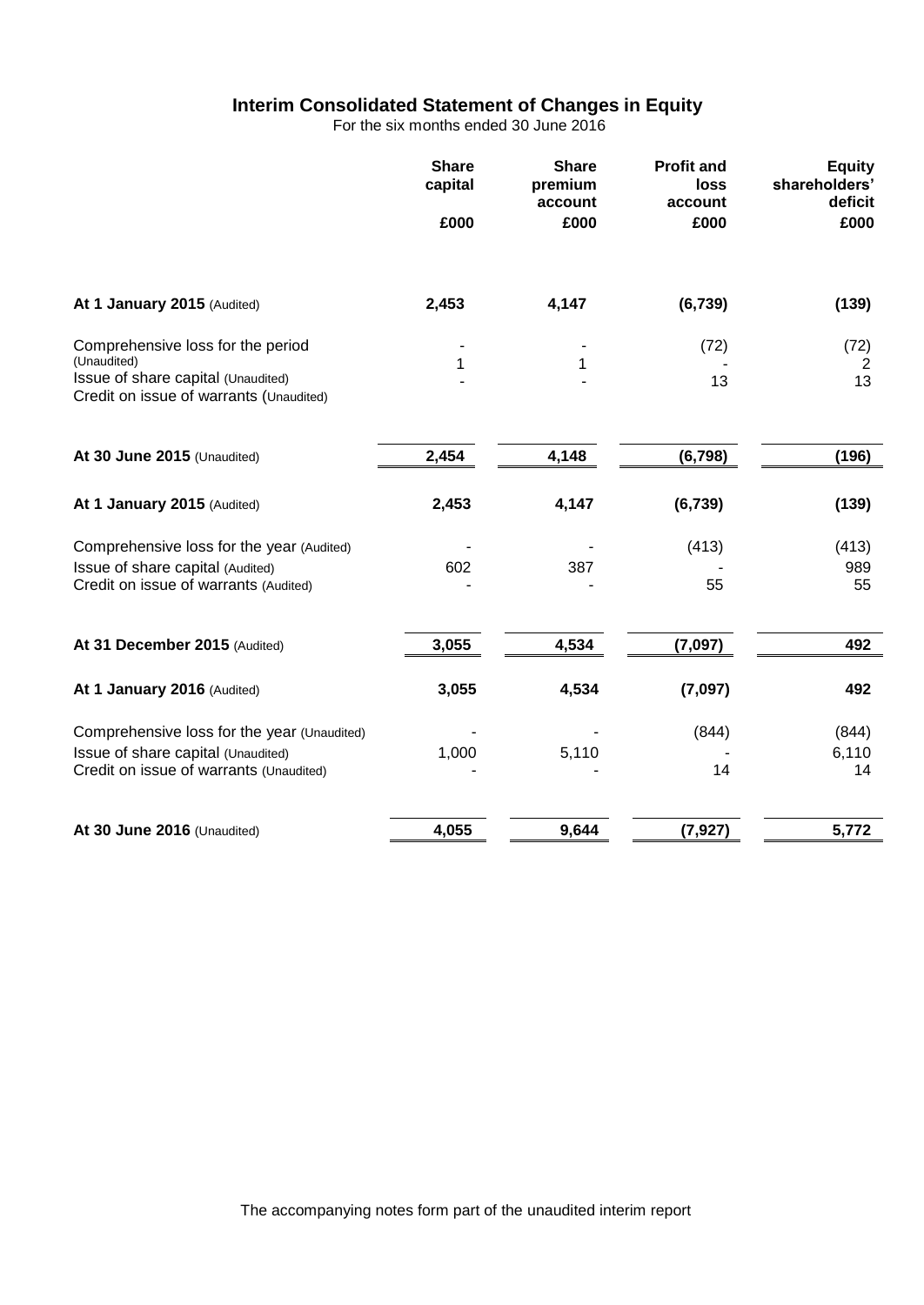# Interim Consolidated Statement of Changes in Equity

For the six months ended 30 June 2016

| | Share capital | Share premium account | Profit and loss account | Equity shareholders' deficit |
|---|---|---|---|---|
| | £000 | £000 | £000 | £000 |
| **At 1 January 2015** (Audited) | **2,453** | **4,147** | **(6,739)** | **(139)** |
| Comprehensive loss for the period (Unaudited) | - | - | (72) | (72) |
| Issue of share capital (Unaudited) | 1 | 1 | - | 2 |
| Credit on issue of warrants (Unaudited) | - | - | 13 | 13 |
| **At 30 June 2015** (Unaudited) | **2,454** | **4,148** | **(6,798)** | **(196)** |
| **At 1 January 2015** (Audited) | **2,453** | **4,147** | **(6,739)** | **(139)** |
| Comprehensive loss for the year (Audited) | - | - | (413) | (413) |
| Issue of share capital (Audited) | 602 | 387 | - | 989 |
| Credit on issue of warrants (Audited) | - | - | 55 | 55 |
| **At 31 December 2015** (Audited) | **3,055** | **4,534** | **(7,097)** | **492** |
| **At 1 January 2016** (Audited) | **3,055** | **4,534** | **(7,097)** | **492** |
| Comprehensive loss for the year (Unaudited) | - | - | (844) | (844) |
| Issue of share capital (Unaudited) | 1,000 | 5,110 | - | 6,110 |
| Credit on issue of warrants (Unaudited) | - | - | 14 | 14 |
| **At 30 June 2016** (Unaudited) | **4,055** | **9,644** | **(7,927)** | **5,772** |

The accompanying notes form part of the unaudited interim report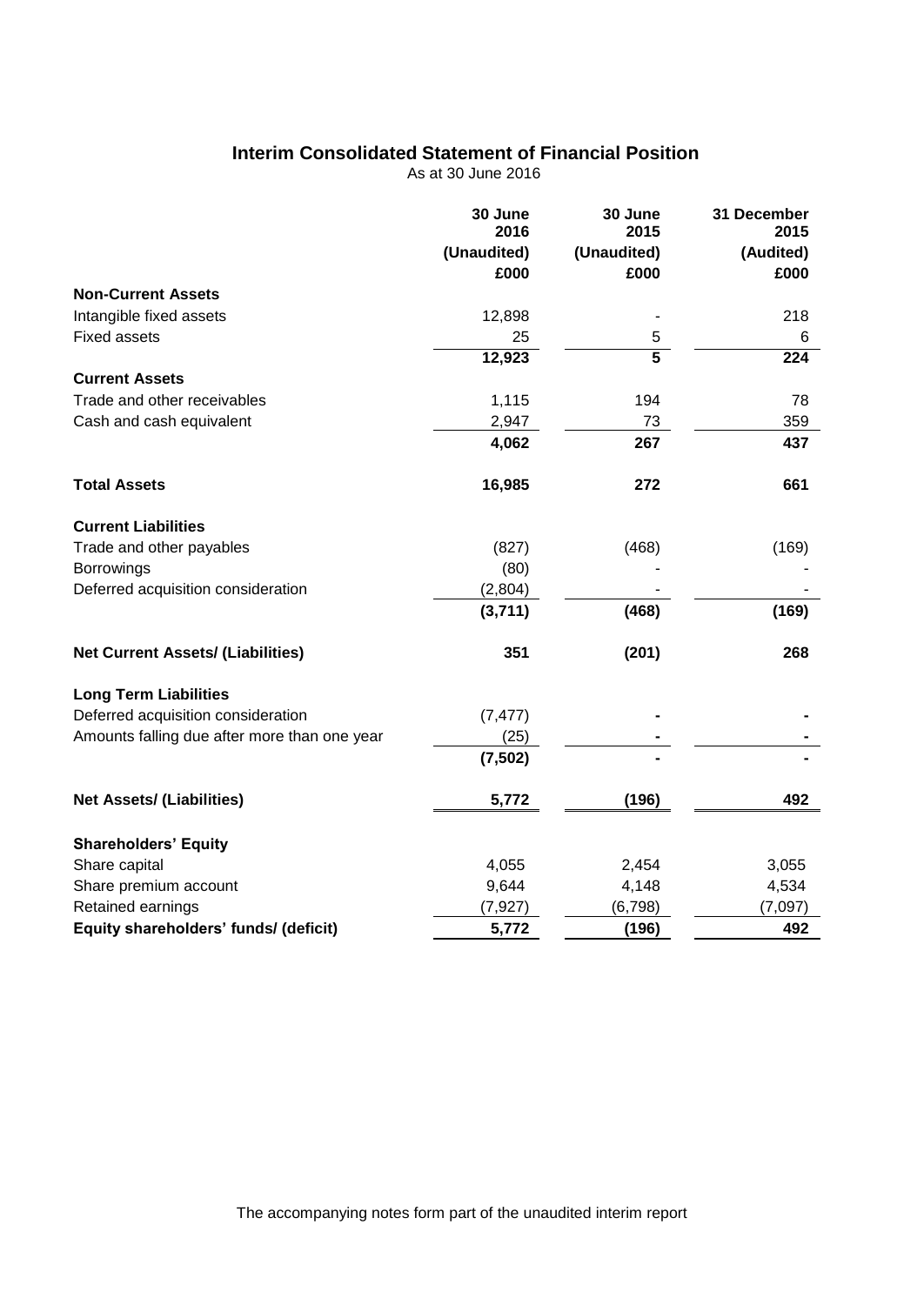# Interim Consolidated Statement of Financial Position

As at 30 June 2016

| | 30 June 2016 (Unaudited) £000 | 30 June 2015 (Unaudited) £000 | 31 December 2015 (Audited) £000 |
|---|---|---|---|
| **Non-Current Assets** | | | |
| Intangible fixed assets | 12,898 | - | 218 |
| Fixed assets | 25 | 5 | 6 |
| | **12,923** | **5** | **224** |
| **Current Assets** | | | |
| Trade and other receivables | 1,115 | 194 | 78 |
| Cash and cash equivalent | 2,947 | 73 | 359 |
| | **4,062** | **267** | **437** |
| **Total Assets** | **16,985** | **272** | **661** |
| **Current Liabilities** | | | |
| Trade and other payables | (827) | (468) | (169) |
| Borrowings | (80) | - | - |
| Deferred acquisition consideration | (2,804) | - | - |
| | **(3,711)** | **(468)** | **(169)** |
| **Net Current Assets/ (Liabilities)** | **351** | **(201)** | **268** |
| **Long Term Liabilities** | | | |
| Deferred acquisition consideration | (7,477) | - | - |
| Amounts falling due after more than one year | (25) | - | - |
| | **(7,502)** | **-** | **-** |
| **Net Assets/ (Liabilities)** | **5,772** | **(196)** | **492** |
| **Shareholders' Equity** | | | |
| Share capital | 4,055 | 2,454 | 3,055 |
| Share premium account | 9,644 | 4,148 | 4,534 |
| Retained earnings | (7,927) | (6,798) | (7,097) |
| **Equity shareholders' funds/ (deficit)** | **5,772** | **(196)** | **492** |

The accompanying notes form part of the unaudited interim report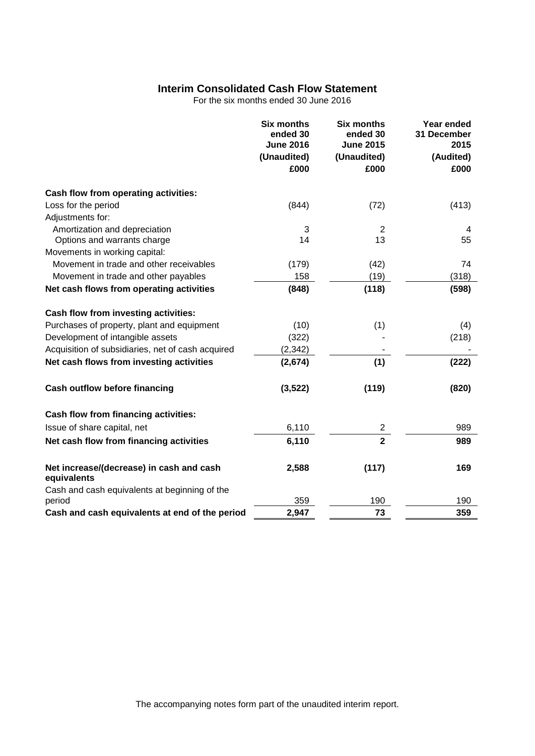# Interim Consolidated Cash Flow Statement

For the six months ended 30 June 2016

| | Six months ended 30 June 2016 (Unaudited) £000 | Six months ended 30 June 2015 (Unaudited) £000 | Year ended 31 December 2015 (Audited) £000 |
|---|---|---|---|
| **Cash flow from operating activities:** | | | |
| Loss for the period | (844) | (72) | (413) |
| Adjustments for: | | | |
| Amortization and depreciation | 3 | 2 | 4 |
| Options and warrants charge | 14 | 13 | 55 |
| Movements in working capital: | | | |
| Movement in trade and other receivables | (179) | (42) | 74 |
| Movement in trade and other payables | 158 | (19) | (318) |
| **Net cash flows from operating activities** | **(848)** | **(118)** | **(598)** |
| **Cash flow from investing activities:** | | | |
| Purchases of property, plant and equipment | (10) | (1) | (4) |
| Development of intangible assets | (322) | - | (218) |
| Acquisition of subsidiaries, net of cash acquired | (2,342) | - | - |
| **Net cash flows from investing activities** | **(2,674)** | **(1)** | **(222)** |
| **Cash outflow before financing** | **(3,522)** | **(119)** | **(820)** |
| **Cash flow from financing activities:** | | | |
| Issue of share capital, net | 6,110 | 2 | 989 |
| **Net cash flow from financing activities** | **6,110** | **2** | **989** |
| **Net increase/(decrease) in cash and cash equivalents** | **2,588** | **(117)** | **169** |
| Cash and cash equivalents at beginning of the period | 359 | 190 | 190 |
| **Cash and cash equivalents at end of the period** | **2,947** | **73** | **359** |

The accompanying notes form part of the unaudited interim report.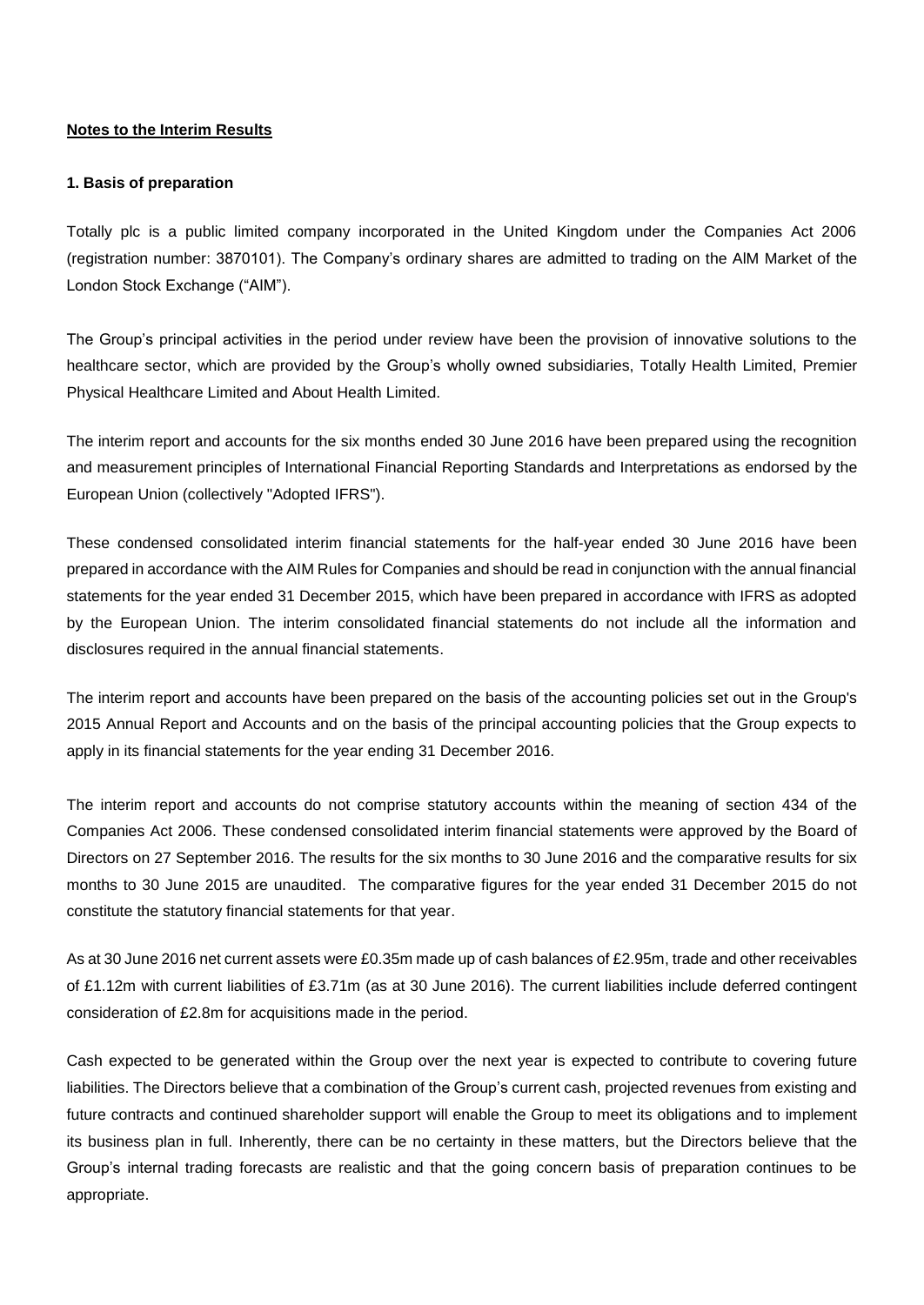**Notes to the Interim Results**

**1. Basis of preparation**

Totally plc is a public limited company incorporated in the United Kingdom under the Companies Act 2006 (registration number: 3870101). The Company's ordinary shares are admitted to trading on the AIM Market of the London Stock Exchange ("AIM").

The Group's principal activities in the period under review have been the provision of innovative solutions to the healthcare sector, which are provided by the Group's wholly owned subsidiaries, Totally Health Limited, Premier Physical Healthcare Limited and About Health Limited.

The interim report and accounts for the six months ended 30 June 2016 have been prepared using the recognition and measurement principles of International Financial Reporting Standards and Interpretations as endorsed by the European Union (collectively "Adopted IFRS").

These condensed consolidated interim financial statements for the half-year ended 30 June 2016 have been prepared in accordance with the AIM Rules for Companies and should be read in conjunction with the annual financial statements for the year ended 31 December 2015, which have been prepared in accordance with IFRS as adopted by the European Union. The interim consolidated financial statements do not include all the information and disclosures required in the annual financial statements.

The interim report and accounts have been prepared on the basis of the accounting policies set out in the Group's 2015 Annual Report and Accounts and on the basis of the principal accounting policies that the Group expects to apply in its financial statements for the year ending 31 December 2016.

The interim report and accounts do not comprise statutory accounts within the meaning of section 434 of the Companies Act 2006. These condensed consolidated interim financial statements were approved by the Board of Directors on 27 September 2016. The results for the six months to 30 June 2016 and the comparative results for six months to 30 June 2015 are unaudited. The comparative figures for the year ended 31 December 2015 do not constitute the statutory financial statements for that year.

As at 30 June 2016 net current assets were £0.35m made up of cash balances of £2.95m, trade and other receivables of £1.12m with current liabilities of £3.71m (as at 30 June 2016). The current liabilities include deferred contingent consideration of £2.8m for acquisitions made in the period.

Cash expected to be generated within the Group over the next year is expected to contribute to covering future liabilities. The Directors believe that a combination of the Group's current cash, projected revenues from existing and future contracts and continued shareholder support will enable the Group to meet its obligations and to implement its business plan in full. Inherently, there can be no certainty in these matters, but the Directors believe that the Group's internal trading forecasts are realistic and that the going concern basis of preparation continues to be appropriate.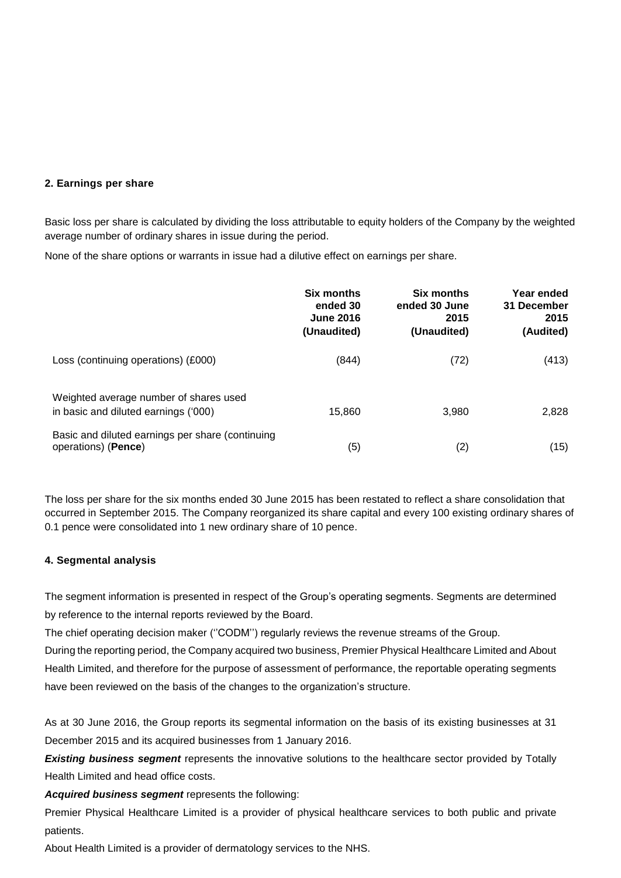## 2. Earnings per share

Basic loss per share is calculated by dividing the loss attributable to equity holders of the Company by the weighted average number of ordinary shares in issue during the period.

None of the share options or warrants in issue had a dilutive effect on earnings per share.

| | Six months ended 30 June 2016 (Unaudited) | Six months ended 30 June 2015 (Unaudited) | Year ended 31 December 2015 (Audited) |
|---|---|---|---|
| Loss (continuing operations) (£000) | (844) | (72) | (413) |
| Weighted average number of shares used in basic and diluted earnings ('000) | 15,860 | 3,980 | 2,828 |
| Basic and diluted earnings per share (continuing operations) (**Pence**) | (5) | (2) | (15) |

The loss per share for the six months ended 30 June 2015 has been restated to reflect a share consolidation that occurred in September 2015. The Company reorganized its share capital and every 100 existing ordinary shares of 0.1 pence were consolidated into 1 new ordinary share of 10 pence.

## 4. Segmental analysis

The segment information is presented in respect of the Group's operating segments. Segments are determined by reference to the internal reports reviewed by the Board.

The chief operating decision maker (''CODM'') regularly reviews the revenue streams of the Group.

During the reporting period, the Company acquired two business, Premier Physical Healthcare Limited and About Health Limited, and therefore for the purpose of assessment of performance, the reportable operating segments have been reviewed on the basis of the changes to the organization's structure.

As at 30 June 2016, the Group reports its segmental information on the basis of its existing businesses at 31 December 2015 and its acquired businesses from 1 January 2016.

***Existing business segment*** represents the innovative solutions to the healthcare sector provided by Totally Health Limited and head office costs.

***Acquired business segment*** represents the following:

Premier Physical Healthcare Limited is a provider of physical healthcare services to both public and private patients.

About Health Limited is a provider of dermatology services to the NHS.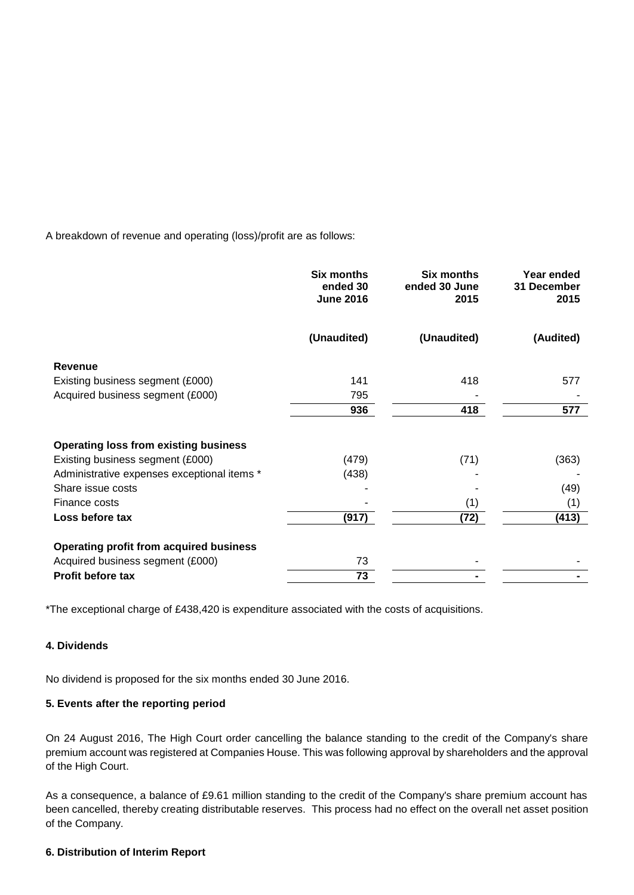A breakdown of revenue and operating (loss)/profit are as follows:

| | Six months ended 30 June 2016 | Six months ended 30 June 2015 | Year ended 31 December 2015 |
|---|---|---|---|
| | (Unaudited) | (Unaudited) | (Audited) |
| **Revenue** | | | |
| Existing business segment (£000) | 141 | 418 | 577 |
| Acquired business segment (£000) | 795 | - | - |
| | **936** | **418** | **577** |
| **Operating loss from existing business** | | | |
| Existing business segment (£000) | (479) | (71) | (363) |
| Administrative expenses exceptional items * | (438) | - | - |
| Share issue costs | - | - | (49) |
| Finance costs | - | (1) | (1) |
| **Loss before tax** | **(917)** | **(72)** | **(413)** |
| **Operating profit from acquired business** | | | |
| Acquired business segment (£000) | 73 | - | - |
| **Profit before tax** | **73** | **-** | **-** |

*The exceptional charge of £438,420 is expenditure associated with the costs of acquisitions.

#### 4. Dividends

No dividend is proposed for the six months ended 30 June 2016.

#### 5. Events after the reporting period

On 24 August 2016, The High Court order cancelling the balance standing to the credit of the Company's share premium account was registered at Companies House. This was following approval by shareholders and the approval of the High Court.

As a consequence, a balance of £9.61 million standing to the credit of the Company's share premium account has been cancelled, thereby creating distributable reserves. This process had no effect on the overall net asset position of the Company.

#### 6. Distribution of Interim Report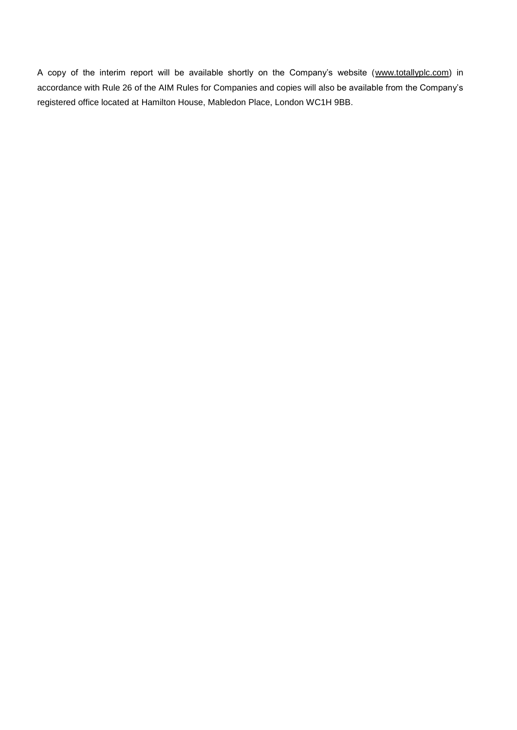A copy of the interim report will be available shortly on the Company's website (www.totallyplc.com) in accordance with Rule 26 of the AIM Rules for Companies and copies will also be available from the Company's registered office located at Hamilton House, Mabledon Place, London WC1H 9BB.